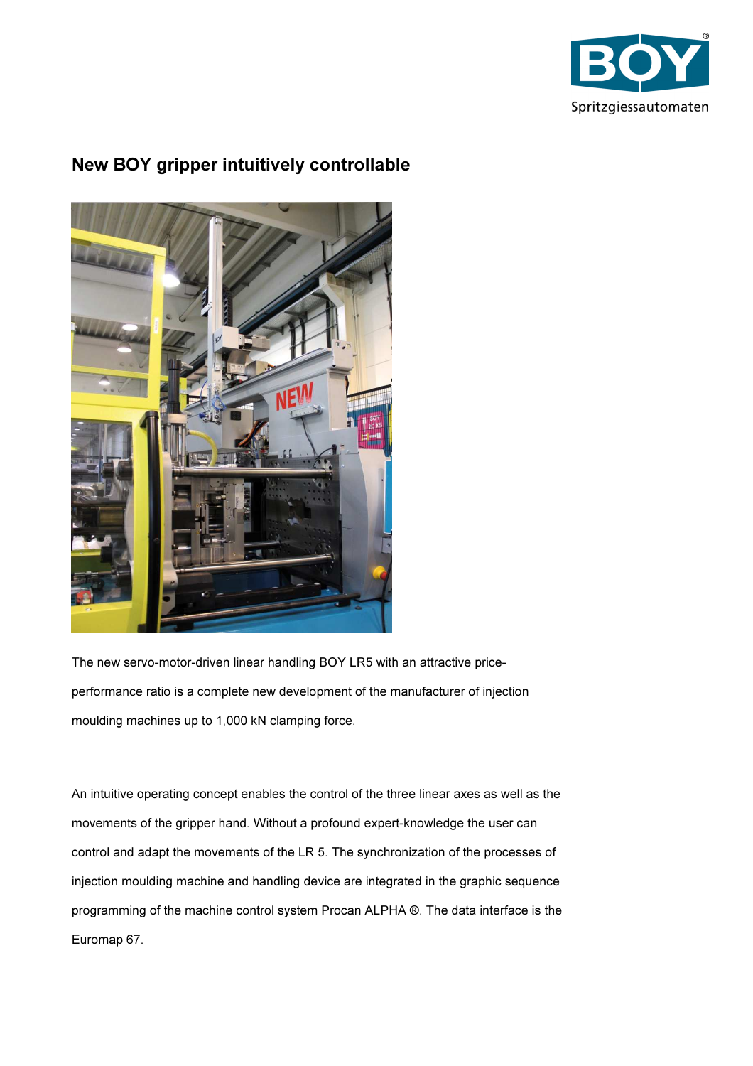# New BOY gripper intuitively controllable

The new servo-motor-driven linear handling BOY LR5 with an attractive price-performance ratio is a complete new development of the manufacturer of injection moulding machines up to 1,000 kN clamping force.

An intuitive operating concept enables the control of the three linear axes as well as the movements of the gripper hand. Without a profound expert-knowledge the user can control and adapt the movements of the LR 5. The synchronization of the processes of injection moulding machine and handling device are integrated in the graphic sequence programming of the machine control system Procan ALPHA ®. The data interface is the Euromap 67.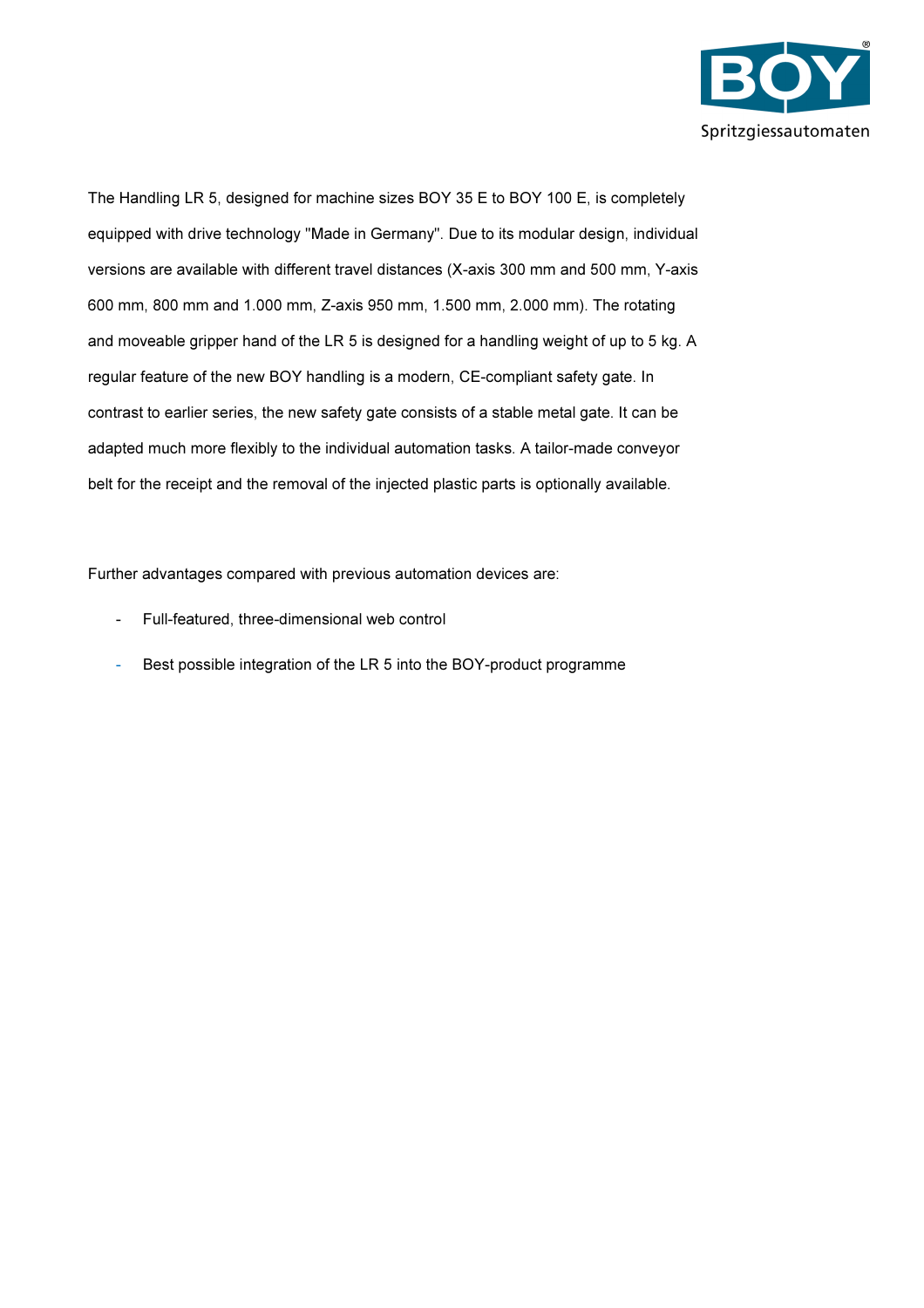The Handling LR 5, designed for machine sizes BOY 35 E to BOY 100 E, is completely equipped with drive technology "Made in Germany". Due to its modular design, individual versions are available with different travel distances (X-axis 300 mm and 500 mm, Y-axis 600 mm, 800 mm and 1.000 mm, Z-axis 950 mm, 1.500 mm, 2.000 mm). The rotating and moveable gripper hand of the LR 5 is designed for a handling weight of up to 5 kg. A regular feature of the new BOY handling is a modern, CE-compliant safety gate. In contrast to earlier series, the new safety gate consists of a stable metal gate. It can be adapted much more flexibly to the individual automation tasks. A tailor-made conveyor belt for the receipt and the removal of the injected plastic parts is optionally available.

Further advantages compared with previous automation devices are:

- Full-featured, three-dimensional web control
- Best possible integration of the LR 5 into the BOY-product programme